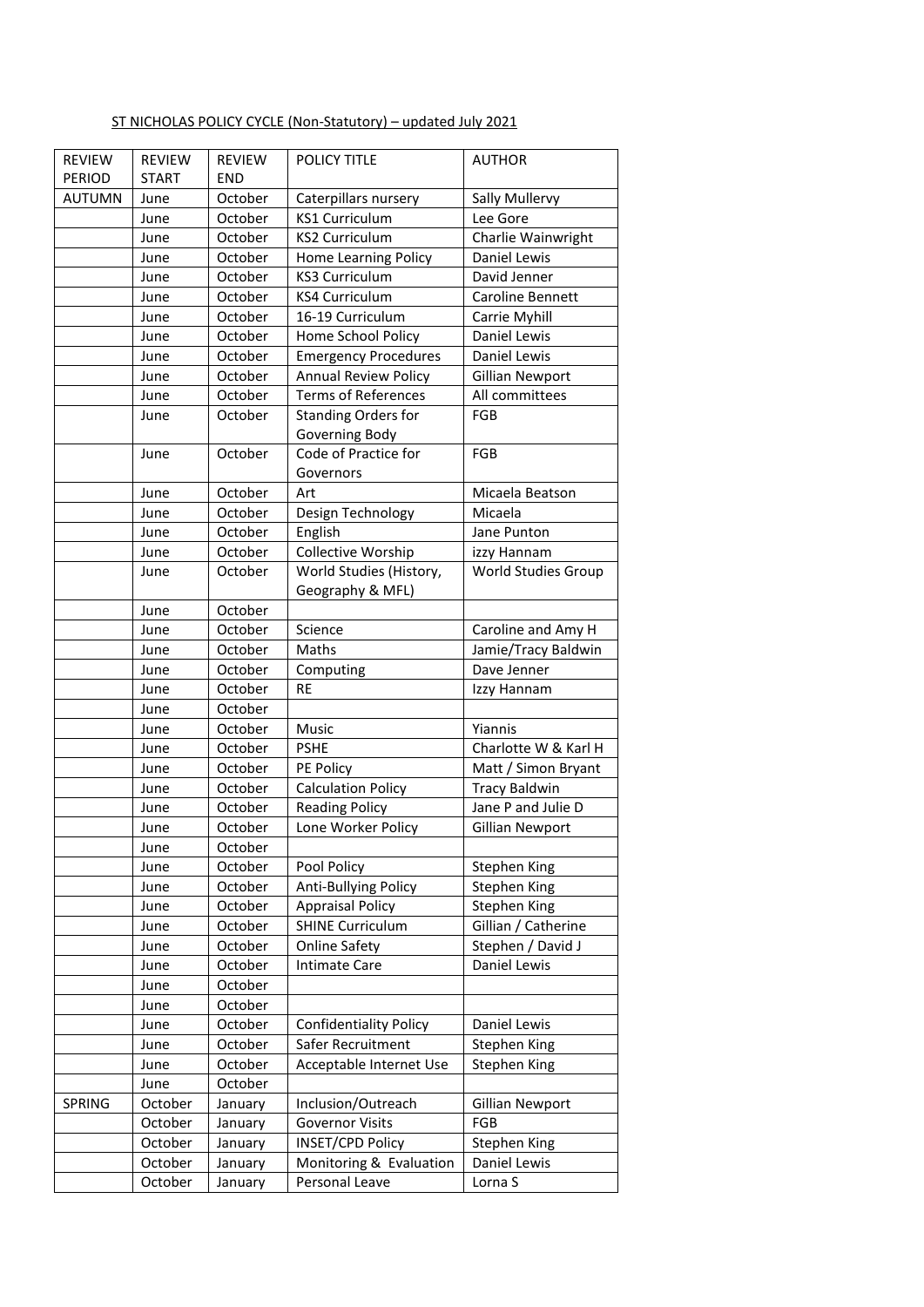ST NICHOLAS POLICY CYCLE (Non-Statutory) – updated July 2021

| REVIEW PERIOD | REVIEW START | REVIEW END | POLICY TITLE | AUTHOR |
|---|---|---|---|---|
| AUTUMN | June | October | Caterpillars nursery | Sally Mullervy |
| | June | October | KS1 Curriculum | Lee Gore |
| | June | October | KS2 Curriculum | Charlie Wainwright |
| | June | October | Home Learning Policy | Daniel Lewis |
| | June | October | KS3 Curriculum | David Jenner |
| | June | October | KS4 Curriculum | Caroline Bennett |
| | June | October | 16-19 Curriculum | Carrie Myhill |
| | June | October | Home School Policy | Daniel Lewis |
| | June | October | Emergency Procedures | Daniel Lewis |
| | June | October | Annual Review Policy | Gillian Newport |
| | June | October | Terms of References | All committees |
| | June | October | Standing Orders for Governing Body | FGB |
| | June | October | Code of Practice for Governors | FGB |
| | June | October | Art | Micaela Beatson |
| | June | October | Design Technology | Micaela |
| | June | October | English | Jane Punton |
| | June | October | Collective Worship | izzy Hannam |
| | June | October | World Studies (History, Geography & MFL) | World Studies Group |
| | June | October | | |
| | June | October | Science | Caroline and Amy H |
| | June | October | Maths | Jamie/Tracy Baldwin |
| | June | October | Computing | Dave Jenner |
| | June | October | RE | Izzy Hannam |
| | June | October | | |
| | June | October | Music | Yiannis |
| | June | October | PSHE | Charlotte W & Karl H |
| | June | October | PE Policy | Matt / Simon Bryant |
| | June | October | Calculation Policy | Tracy Baldwin |
| | June | October | Reading Policy | Jane P and Julie D |
| | June | October | Lone Worker Policy | Gillian Newport |
| | June | October | | |
| | June | October | Pool Policy | Stephen King |
| | June | October | Anti-Bullying Policy | Stephen King |
| | June | October | Appraisal Policy | Stephen King |
| | June | October | SHINE Curriculum | Gillian / Catherine |
| | June | October | Online Safety | Stephen / David J |
| | June | October | Intimate Care | Daniel Lewis |
| | June | October | | |
| | June | October | | |
| | June | October | Confidentiality Policy | Daniel Lewis |
| | June | October | Safer Recruitment | Stephen King |
| | June | October | Acceptable Internet Use | Stephen King |
| | June | October | | |
| SPRING | October | January | Inclusion/Outreach | Gillian Newport |
| | October | January | Governor Visits | FGB |
| | October | January | INSET/CPD Policy | Stephen King |
| | October | January | Monitoring & Evaluation | Daniel Lewis |
| | October | January | Personal Leave | Lorna S |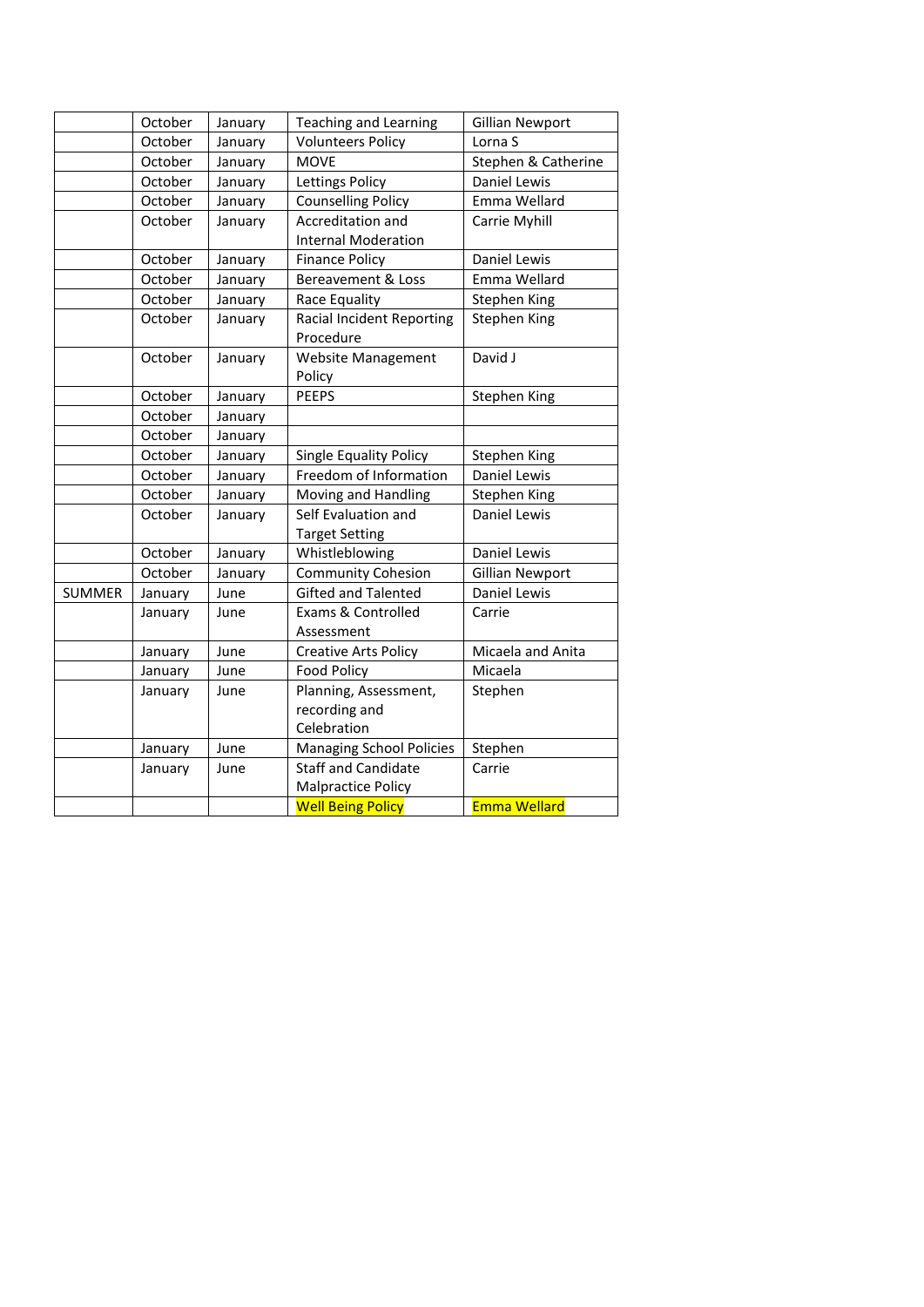| | | | | |
|---|---|---|---|---|
| | October | January | Teaching and Learning | Gillian Newport |
| | October | January | Volunteers Policy | Lorna S |
| | October | January | MOVE | Stephen & Catherine |
| | October | January | Lettings Policy | Daniel Lewis |
| | October | January | Counselling Policy | Emma Wellard |
| | October | January | Accreditation and Internal Moderation | Carrie Myhill |
| | October | January | Finance Policy | Daniel Lewis |
| | October | January | Bereavement & Loss | Emma Wellard |
| | October | January | Race Equality | Stephen King |
| | October | January | Racial Incident Reporting Procedure | Stephen King |
| | October | January | Website Management Policy | David J |
| | October | January | PEEPS | Stephen King |
| | October | January | | |
| | October | January | | |
| | October | January | Single Equality Policy | Stephen King |
| | October | January | Freedom of Information | Daniel Lewis |
| | October | January | Moving and Handling | Stephen King |
| | October | January | Self Evaluation and Target Setting | Daniel Lewis |
| | October | January | Whistleblowing | Daniel Lewis |
| | October | January | Community Cohesion | Gillian Newport |
| SUMMER | January | June | Gifted and Talented | Daniel Lewis |
| | January | June | Exams & Controlled Assessment | Carrie |
| | January | June | Creative Arts Policy | Micaela and Anita |
| | January | June | Food Policy | Micaela |
| | January | June | Planning, Assessment, recording and Celebration | Stephen |
| | January | June | Managing School Policies | Stephen |
| | January | June | Staff and Candidate Malpractice Policy | Carrie |
| | | | Well Being Policy | Emma Wellard |